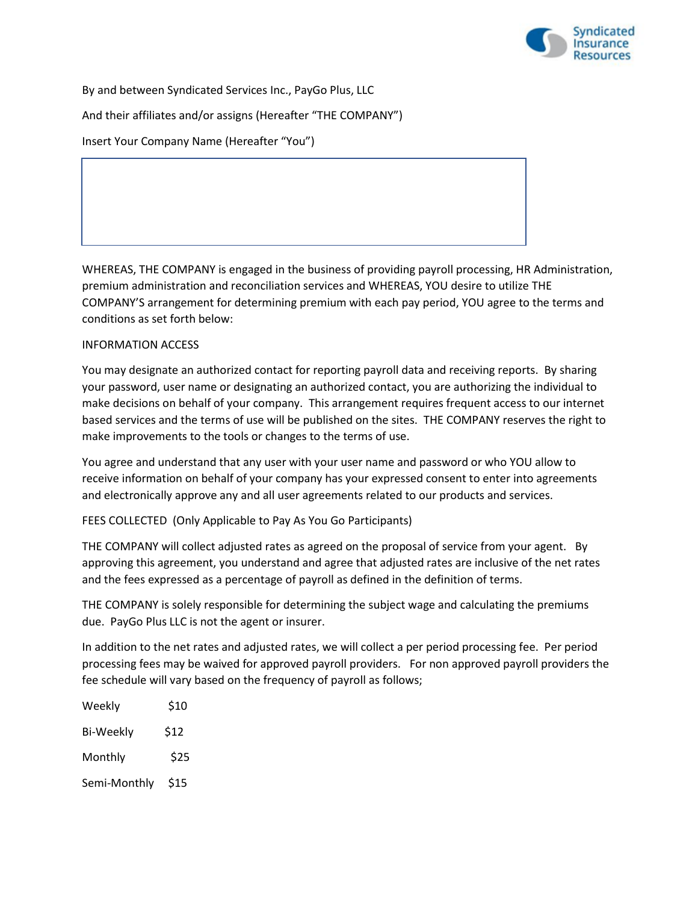By and between Syndicated Services Inc., PayGo Plus, LLC

And their affiliates and/or assigns (Hereafter "THE COMPANY")

Insert Your Company Name (Hereafter "You")

WHEREAS, THE COMPANY is engaged in the business of providing payroll processing, HR Administration, premium administration and reconciliation services and WHEREAS, YOU desire to utilize THE COMPANY'S arrangement for determining premium with each pay period, YOU agree to the terms and conditions as set forth below:

INFORMATION ACCESS

You may designate an authorized contact for reporting payroll data and receiving reports. By sharing your password, user name or designating an authorized contact, you are authorizing the individual to make decisions on behalf of your company. This arrangement requires frequent access to our internet based services and the terms of use will be published on the sites. THE COMPANY reserves the right to make improvements to the tools or changes to the terms of use.

You agree and understand that any user with your user name and password or who YOU allow to receive information on behalf of your company has your expressed consent to enter into agreements and electronically approve any and all user agreements related to our products and services.

FEES COLLECTED (Only Applicable to Pay As You Go Participants)

THE COMPANY will collect adjusted rates as agreed on the proposal of service from your agent. By approving this agreement, you understand and agree that adjusted rates are inclusive of the net rates and the fees expressed as a percentage of payroll as defined in the definition of terms.

THE COMPANY is solely responsible for determining the subject wage and calculating the premiums due. PayGo Plus LLC is not the agent or insurer.

In addition to the net rates and adjusted rates, we will collect a per period processing fee. Per period processing fees may be waived for approved payroll providers. For non approved payroll providers the fee schedule will vary based on the frequency of payroll as follows;

| | |
|---|---|
| Weekly | $10 |
| Bi-Weekly | $12 |
| Monthly | $25 |
| Semi-Monthly | $15 |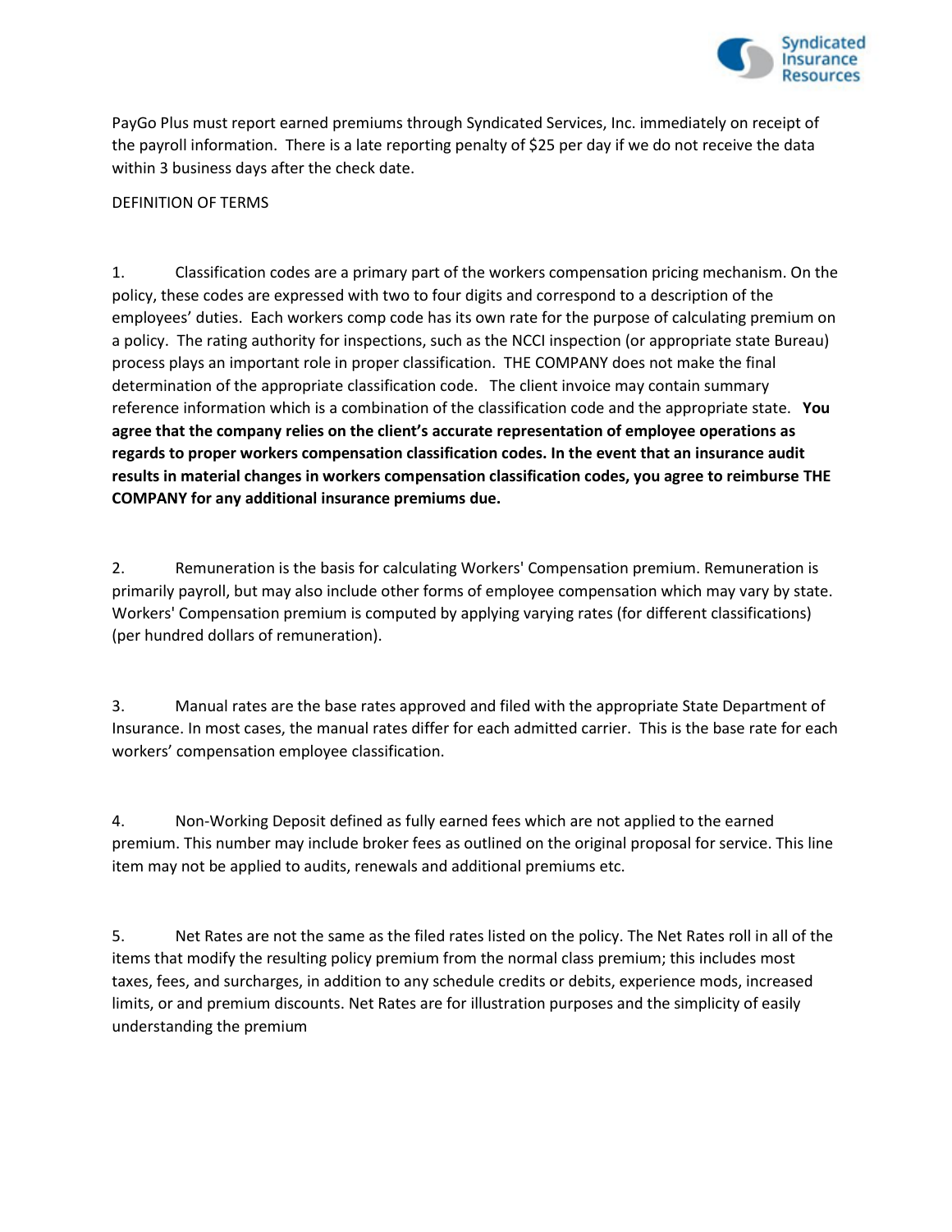PayGo Plus must report earned premiums through Syndicated Services, Inc. immediately on receipt of the payroll information. There is a late reporting penalty of $25 per day if we do not receive the data within 3 business days after the check date.

DEFINITION OF TERMS

1. Classification codes are a primary part of the workers compensation pricing mechanism. On the policy, these codes are expressed with two to four digits and correspond to a description of the employees' duties. Each workers comp code has its own rate for the purpose of calculating premium on a policy. The rating authority for inspections, such as the NCCI inspection (or appropriate state Bureau) process plays an important role in proper classification. THE COMPANY does not make the final determination of the appropriate classification code. The client invoice may contain summary reference information which is a combination of the classification code and the appropriate state. **You agree that the company relies on the client's accurate representation of employee operations as regards to proper workers compensation classification codes. In the event that an insurance audit results in material changes in workers compensation classification codes, you agree to reimburse THE COMPANY for any additional insurance premiums due.**

2. Remuneration is the basis for calculating Workers' Compensation premium. Remuneration is primarily payroll, but may also include other forms of employee compensation which may vary by state. Workers' Compensation premium is computed by applying varying rates (for different classifications) (per hundred dollars of remuneration).

3. Manual rates are the base rates approved and filed with the appropriate State Department of Insurance. In most cases, the manual rates differ for each admitted carrier. This is the base rate for each workers' compensation employee classification.

4. Non-Working Deposit defined as fully earned fees which are not applied to the earned premium. This number may include broker fees as outlined on the original proposal for service. This line item may not be applied to audits, renewals and additional premiums etc.

5. Net Rates are not the same as the filed rates listed on the policy. The Net Rates roll in all of the items that modify the resulting policy premium from the normal class premium; this includes most taxes, fees, and surcharges, in addition to any schedule credits or debits, experience mods, increased limits, or and premium discounts. Net Rates are for illustration purposes and the simplicity of easily understanding the premium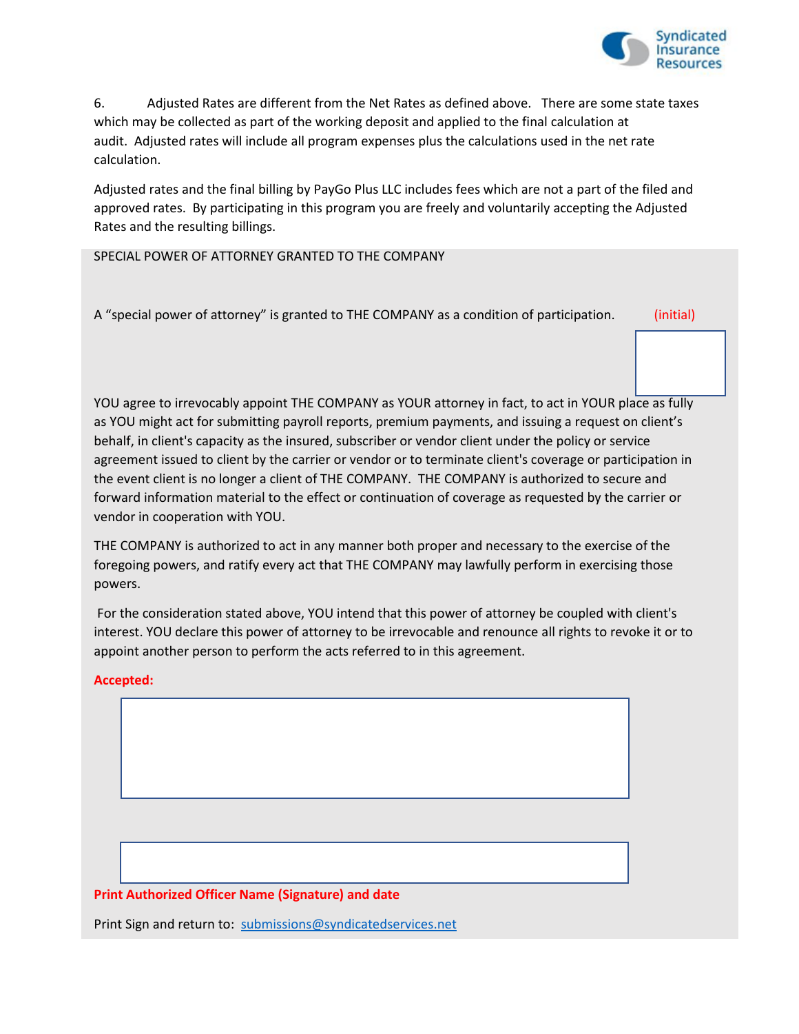6. Adjusted Rates are different from the Net Rates as defined above. There are some state taxes which may be collected as part of the working deposit and applied to the final calculation at audit. Adjusted rates will include all program expenses plus the calculations used in the net rate calculation.

Adjusted rates and the final billing by PayGo Plus LLC includes fees which are not a part of the filed and approved rates. By participating in this program you are freely and voluntarily accepting the Adjusted Rates and the resulting billings.

SPECIAL POWER OF ATTORNEY GRANTED TO THE COMPANY

A "special power of attorney" is granted to THE COMPANY as a condition of participation. (initial)

YOU agree to irrevocably appoint THE COMPANY as YOUR attorney in fact, to act in YOUR place as fully as YOU might act for submitting payroll reports, premium payments, and issuing a request on client's behalf, in client's capacity as the insured, subscriber or vendor client under the policy or service agreement issued to client by the carrier or vendor or to terminate client's coverage or participation in the event client is no longer a client of THE COMPANY. THE COMPANY is authorized to secure and forward information material to the effect or continuation of coverage as requested by the carrier or vendor in cooperation with YOU.

THE COMPANY is authorized to act in any manner both proper and necessary to the exercise of the foregoing powers, and ratify every act that THE COMPANY may lawfully perform in exercising those powers.

For the consideration stated above, YOU intend that this power of attorney be coupled with client's interest. YOU declare this power of attorney to be irrevocable and renounce all rights to revoke it or to appoint another person to perform the acts referred to in this agreement.

**Accepted:**

**Print Authorized Officer Name (Signature) and date**

Print Sign and return to: submissions@syndicatedservices.net